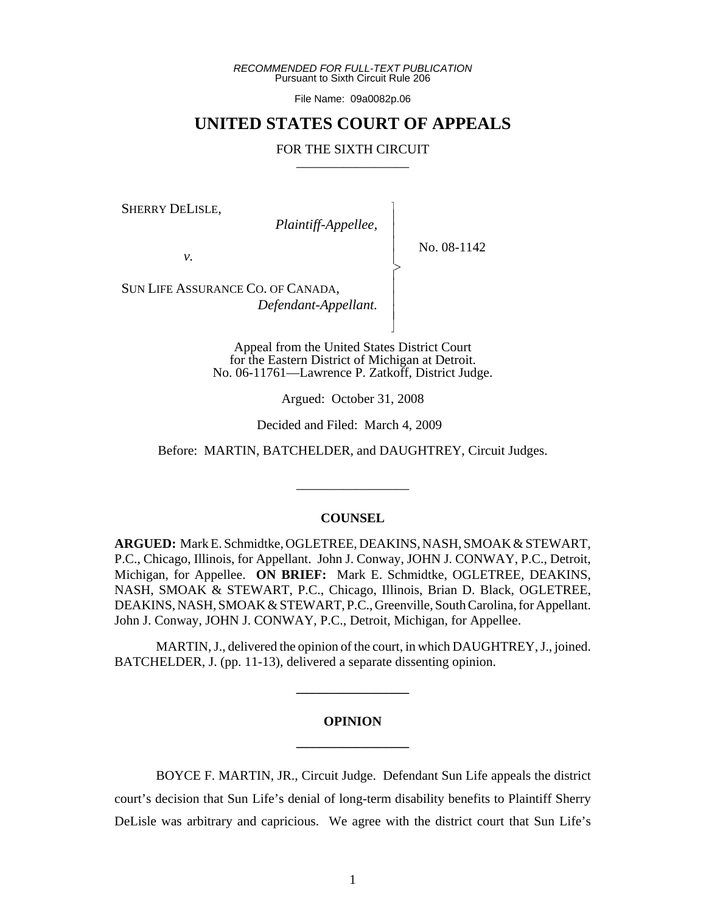*RECOMMENDED FOR FULL-TEXT PUBLICATION*
Pursuant to Sixth Circuit Rule 206

File Name: 09a0082p.06

# UNITED STATES COURT OF APPEALS

## FOR THE SIXTH CIRCUIT

SHERRY DELISLE,
*Plaintiff-Appellee,*

*v.*

SUN LIFE ASSURANCE CO. OF CANADA,
*Defendant-Appellant.*

No. 08-1142

Appeal from the United States District Court for the Eastern District of Michigan at Detroit.
No. 06-11761—Lawrence P. Zatkoff, District Judge.

Argued: October 31, 2008

Decided and Filed: March 4, 2009

Before: MARTIN, BATCHELDER, and DAUGHTREY, Circuit Judges.

### COUNSEL

**ARGUED:** Mark E. Schmidtke, OGLETREE, DEAKINS, NASH, SMOAK & STEWART, P.C., Chicago, Illinois, for Appellant. John J. Conway, JOHN J. CONWAY, P.C., Detroit, Michigan, for Appellee. **ON BRIEF:** Mark E. Schmidtke, OGLETREE, DEAKINS, NASH, SMOAK & STEWART, P.C., Chicago, Illinois, Brian D. Black, OGLETREE, DEAKINS, NASH, SMOAK & STEWART, P.C., Greenville, South Carolina, for Appellant. John J. Conway, JOHN J. CONWAY, P.C., Detroit, Michigan, for Appellee.

MARTIN, J., delivered the opinion of the court, in which DAUGHTREY, J., joined. BATCHELDER, J. (pp. 11-13), delivered a separate dissenting opinion.

### OPINION

BOYCE F. MARTIN, JR., Circuit Judge. Defendant Sun Life appeals the district court's decision that Sun Life's denial of long-term disability benefits to Plaintiff Sherry DeLisle was arbitrary and capricious. We agree with the district court that Sun Life's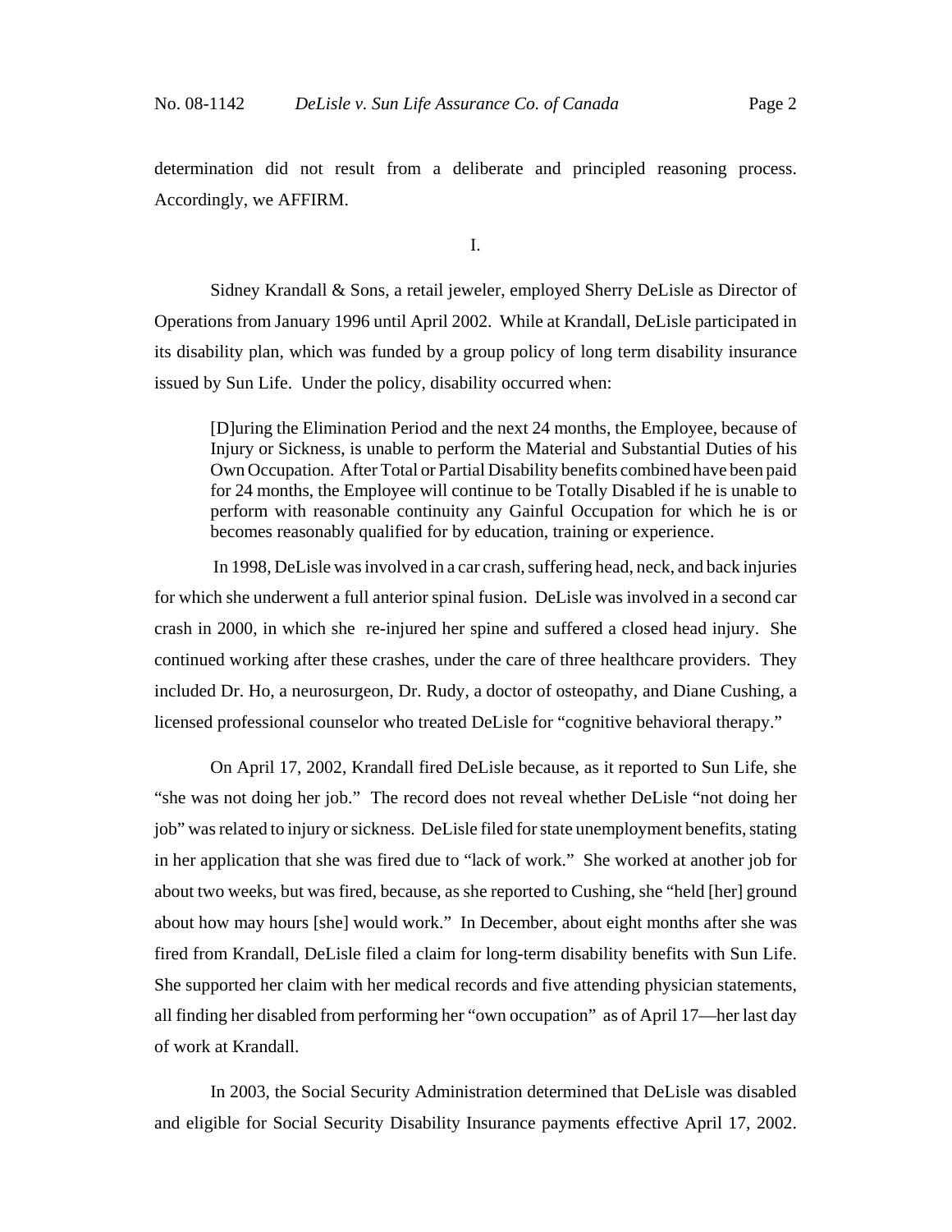determination did not result from a deliberate and principled reasoning process. Accordingly, we AFFIRM.

I.

Sidney Krandall & Sons, a retail jeweler, employed Sherry DeLisle as Director of Operations from January 1996 until April 2002. While at Krandall, DeLisle participated in its disability plan, which was funded by a group policy of long term disability insurance issued by Sun Life. Under the policy, disability occurred when:

> [D]uring the Elimination Period and the next 24 months, the Employee, because of Injury or Sickness, is unable to perform the Material and Substantial Duties of his Own Occupation. After Total or Partial Disability benefits combined have been paid for 24 months, the Employee will continue to be Totally Disabled if he is unable to perform with reasonable continuity any Gainful Occupation for which he is or becomes reasonably qualified for by education, training or experience.

In 1998, DeLisle was involved in a car crash, suffering head, neck, and back injuries for which she underwent a full anterior spinal fusion. DeLisle was involved in a second car crash in 2000, in which she re-injured her spine and suffered a closed head injury. She continued working after these crashes, under the care of three healthcare providers. They included Dr. Ho, a neurosurgeon, Dr. Rudy, a doctor of osteopathy, and Diane Cushing, a licensed professional counselor who treated DeLisle for "cognitive behavioral therapy."

On April 17, 2002, Krandall fired DeLisle because, as it reported to Sun Life, she "she was not doing her job." The record does not reveal whether DeLisle "not doing her job" was related to injury or sickness. DeLisle filed for state unemployment benefits, stating in her application that she was fired due to "lack of work." She worked at another job for about two weeks, but was fired, because, as she reported to Cushing, she "held [her] ground about how may hours [she] would work." In December, about eight months after she was fired from Krandall, DeLisle filed a claim for long-term disability benefits with Sun Life. She supported her claim with her medical records and five attending physician statements, all finding her disabled from performing her "own occupation" as of April 17—her last day of work at Krandall.

In 2003, the Social Security Administration determined that DeLisle was disabled and eligible for Social Security Disability Insurance payments effective April 17, 2002.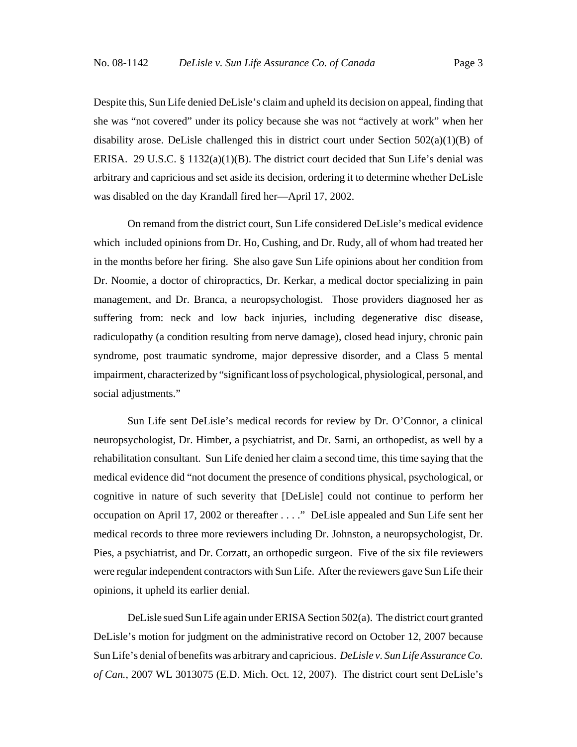Despite this, Sun Life denied DeLisle's claim and upheld its decision on appeal, finding that she was "not covered" under its policy because she was not "actively at work" when her disability arose. DeLisle challenged this in district court under Section 502(a)(1)(B) of ERISA. 29 U.S.C. § 1132(a)(1)(B). The district court decided that Sun Life's denial was arbitrary and capricious and set aside its decision, ordering it to determine whether DeLisle was disabled on the day Krandall fired her—April 17, 2002.

On remand from the district court, Sun Life considered DeLisle's medical evidence which included opinions from Dr. Ho, Cushing, and Dr. Rudy, all of whom had treated her in the months before her firing. She also gave Sun Life opinions about her condition from Dr. Noomie, a doctor of chiropractics, Dr. Kerkar, a medical doctor specializing in pain management, and Dr. Branca, a neuropsychologist. Those providers diagnosed her as suffering from: neck and low back injuries, including degenerative disc disease, radiculopathy (a condition resulting from nerve damage), closed head injury, chronic pain syndrome, post traumatic syndrome, major depressive disorder, and a Class 5 mental impairment, characterized by "significant loss of psychological, physiological, personal, and social adjustments."

Sun Life sent DeLisle's medical records for review by Dr. O'Connor, a clinical neuropsychologist, Dr. Himber, a psychiatrist, and Dr. Sarni, an orthopedist, as well by a rehabilitation consultant. Sun Life denied her claim a second time, this time saying that the medical evidence did "not document the presence of conditions physical, psychological, or cognitive in nature of such severity that [DeLisle] could not continue to perform her occupation on April 17, 2002 or thereafter . . . ." DeLisle appealed and Sun Life sent her medical records to three more reviewers including Dr. Johnston, a neuropsychologist, Dr. Pies, a psychiatrist, and Dr. Corzatt, an orthopedic surgeon. Five of the six file reviewers were regular independent contractors with Sun Life. After the reviewers gave Sun Life their opinions, it upheld its earlier denial.

DeLisle sued Sun Life again under ERISA Section 502(a). The district court granted DeLisle's motion for judgment on the administrative record on October 12, 2007 because Sun Life's denial of benefits was arbitrary and capricious. *DeLisle v. Sun Life Assurance Co. of Can.*, 2007 WL 3013075 (E.D. Mich. Oct. 12, 2007). The district court sent DeLisle's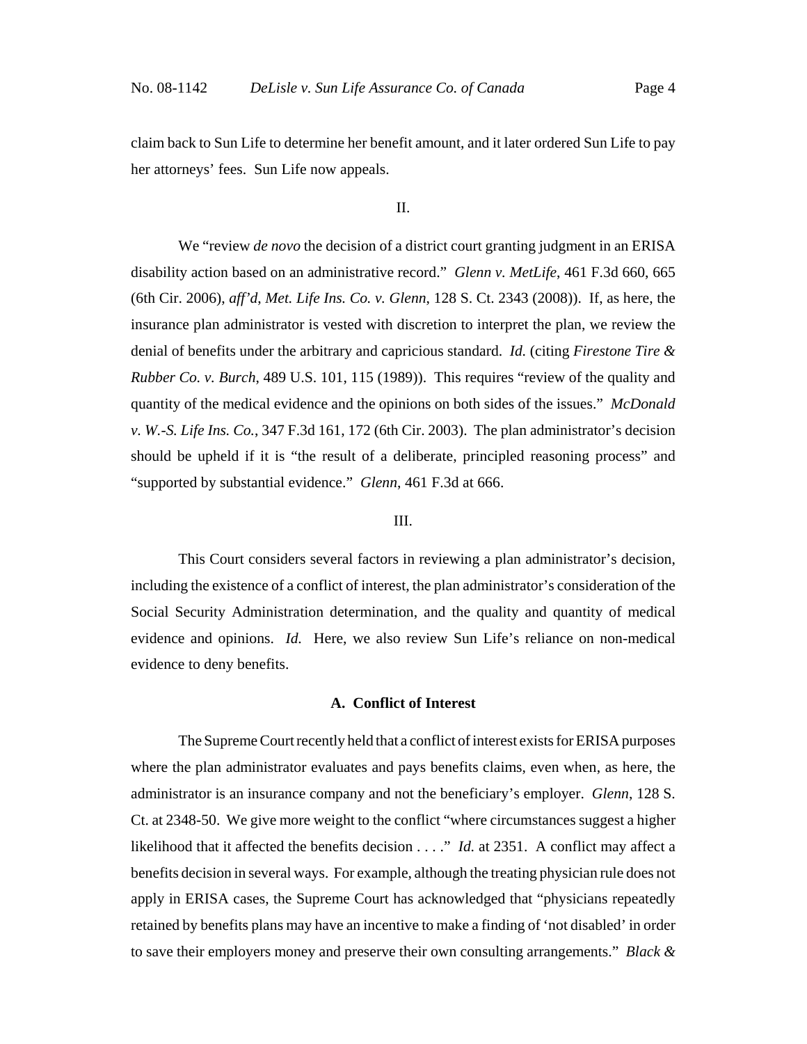claim back to Sun Life to determine her benefit amount, and it later ordered Sun Life to pay her attorneys' fees. Sun Life now appeals.

## II.

We "review *de novo* the decision of a district court granting judgment in an ERISA disability action based on an administrative record." *Glenn v. MetLife*, 461 F.3d 660, 665 (6th Cir. 2006), *aff'd*, *Met. Life Ins. Co. v. Glenn*, 128 S. Ct. 2343 (2008)). If, as here, the insurance plan administrator is vested with discretion to interpret the plan, we review the denial of benefits under the arbitrary and capricious standard. *Id.* (citing *Firestone Tire & Rubber Co. v. Burch*, 489 U.S. 101, 115 (1989)). This requires "review of the quality and quantity of the medical evidence and the opinions on both sides of the issues." *McDonald v. W.-S. Life Ins. Co.*, 347 F.3d 161, 172 (6th Cir. 2003). The plan administrator's decision should be upheld if it is "the result of a deliberate, principled reasoning process" and "supported by substantial evidence." *Glenn*, 461 F.3d at 666.

## III.

This Court considers several factors in reviewing a plan administrator's decision, including the existence of a conflict of interest, the plan administrator's consideration of the Social Security Administration determination, and the quality and quantity of medical evidence and opinions. *Id.* Here, we also review Sun Life's reliance on non-medical evidence to deny benefits.

### A. Conflict of Interest

The Supreme Court recently held that a conflict of interest exists for ERISA purposes where the plan administrator evaluates and pays benefits claims, even when, as here, the administrator is an insurance company and not the beneficiary's employer. *Glenn*, 128 S. Ct. at 2348-50. We give more weight to the conflict "where circumstances suggest a higher likelihood that it affected the benefits decision . . . ." *Id.* at 2351. A conflict may affect a benefits decision in several ways. For example, although the treating physician rule does not apply in ERISA cases, the Supreme Court has acknowledged that "physicians repeatedly retained by benefits plans may have an incentive to make a finding of 'not disabled' in order to save their employers money and preserve their own consulting arrangements." *Black &*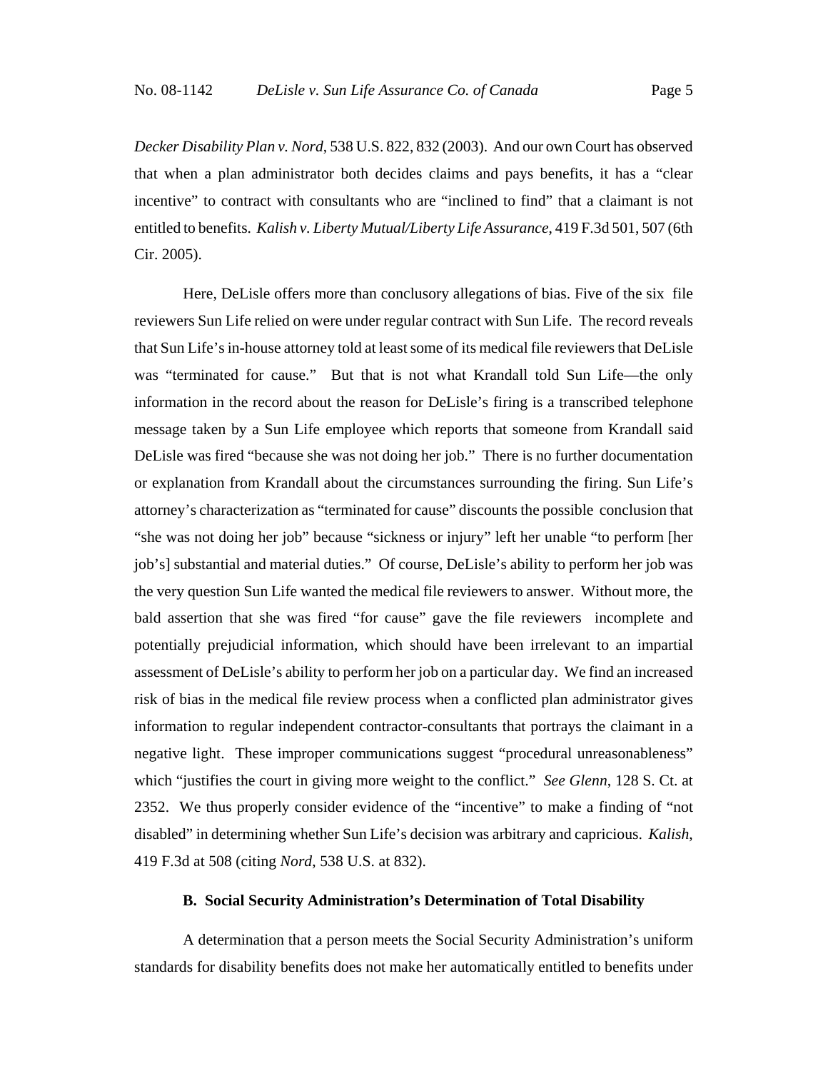*Decker Disability Plan v. Nord*, 538 U.S. 822, 832 (2003). And our own Court has observed that when a plan administrator both decides claims and pays benefits, it has a "clear incentive" to contract with consultants who are "inclined to find" that a claimant is not entitled to benefits. *Kalish v. Liberty Mutual/Liberty Life Assurance*, 419 F.3d 501, 507 (6th Cir. 2005).

Here, DeLisle offers more than conclusory allegations of bias. Five of the six file reviewers Sun Life relied on were under regular contract with Sun Life. The record reveals that Sun Life's in-house attorney told at least some of its medical file reviewers that DeLisle was "terminated for cause." But that is not what Krandall told Sun Life—the only information in the record about the reason for DeLisle's firing is a transcribed telephone message taken by a Sun Life employee which reports that someone from Krandall said DeLisle was fired "because she was not doing her job." There is no further documentation or explanation from Krandall about the circumstances surrounding the firing. Sun Life's attorney's characterization as "terminated for cause" discounts the possible conclusion that "she was not doing her job" because "sickness or injury" left her unable "to perform [her job's] substantial and material duties." Of course, DeLisle's ability to perform her job was the very question Sun Life wanted the medical file reviewers to answer. Without more, the bald assertion that she was fired "for cause" gave the file reviewers incomplete and potentially prejudicial information, which should have been irrelevant to an impartial assessment of DeLisle's ability to perform her job on a particular day. We find an increased risk of bias in the medical file review process when a conflicted plan administrator gives information to regular independent contractor-consultants that portrays the claimant in a negative light. These improper communications suggest "procedural unreasonableness" which "justifies the court in giving more weight to the conflict." *See Glenn*, 128 S. Ct. at 2352. We thus properly consider evidence of the "incentive" to make a finding of "not disabled" in determining whether Sun Life's decision was arbitrary and capricious. *Kalish*, 419 F.3d at 508 (citing *Nord*, 538 U.S. at 832).

### B. Social Security Administration's Determination of Total Disability

A determination that a person meets the Social Security Administration's uniform standards for disability benefits does not make her automatically entitled to benefits under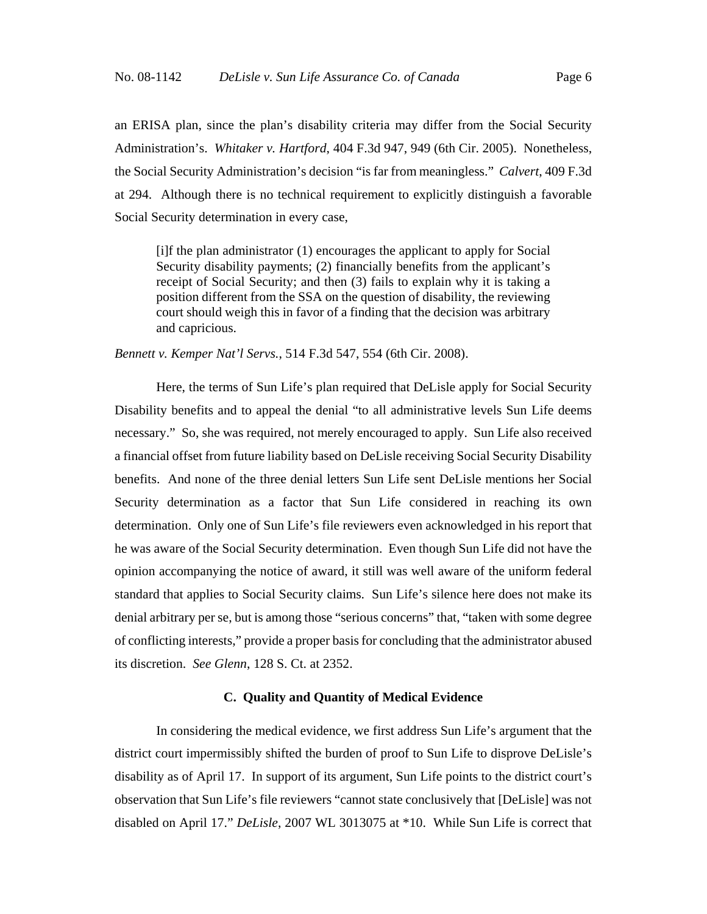an ERISA plan, since the plan's disability criteria may differ from the Social Security Administration's. *Whitaker v. Hartford*, 404 F.3d 947, 949 (6th Cir. 2005). Nonetheless, the Social Security Administration's decision "is far from meaningless." *Calvert*, 409 F.3d at 294. Although there is no technical requirement to explicitly distinguish a favorable Social Security determination in every case,

> [i]f the plan administrator (1) encourages the applicant to apply for Social Security disability payments; (2) financially benefits from the applicant's receipt of Social Security; and then (3) fails to explain why it is taking a position different from the SSA on the question of disability, the reviewing court should weigh this in favor of a finding that the decision was arbitrary and capricious.

*Bennett v. Kemper Nat'l Servs.*, 514 F.3d 547, 554 (6th Cir. 2008).

Here, the terms of Sun Life's plan required that DeLisle apply for Social Security Disability benefits and to appeal the denial "to all administrative levels Sun Life deems necessary." So, she was required, not merely encouraged to apply. Sun Life also received a financial offset from future liability based on DeLisle receiving Social Security Disability benefits. And none of the three denial letters Sun Life sent DeLisle mentions her Social Security determination as a factor that Sun Life considered in reaching its own determination. Only one of Sun Life's file reviewers even acknowledged in his report that he was aware of the Social Security determination. Even though Sun Life did not have the opinion accompanying the notice of award, it still was well aware of the uniform federal standard that applies to Social Security claims. Sun Life's silence here does not make its denial arbitrary per se, but is among those "serious concerns" that, "taken with some degree of conflicting interests," provide a proper basis for concluding that the administrator abused its discretion. *See Glenn*, 128 S. Ct. at 2352.

### C. Quality and Quantity of Medical Evidence

In considering the medical evidence, we first address Sun Life's argument that the district court impermissibly shifted the burden of proof to Sun Life to disprove DeLisle's disability as of April 17. In support of its argument, Sun Life points to the district court's observation that Sun Life's file reviewers "cannot state conclusively that [DeLisle] was not disabled on April 17." *DeLisle*, 2007 WL 3013075 at \*10. While Sun Life is correct that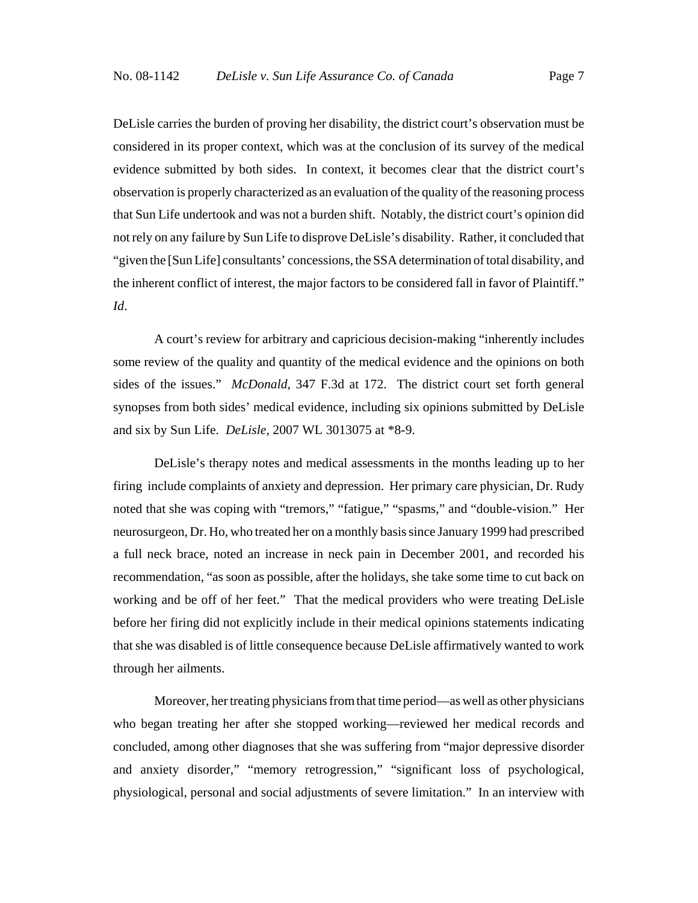DeLisle carries the burden of proving her disability, the district court's observation must be considered in its proper context, which was at the conclusion of its survey of the medical evidence submitted by both sides. In context, it becomes clear that the district court's observation is properly characterized as an evaluation of the quality of the reasoning process that Sun Life undertook and was not a burden shift. Notably, the district court's opinion did not rely on any failure by Sun Life to disprove DeLisle's disability. Rather, it concluded that "given the [Sun Life] consultants' concessions, the SSA determination of total disability, and the inherent conflict of interest, the major factors to be considered fall in favor of Plaintiff." *Id*.

A court's review for arbitrary and capricious decision-making "inherently includes some review of the quality and quantity of the medical evidence and the opinions on both sides of the issues." *McDonald*, 347 F.3d at 172. The district court set forth general synopses from both sides' medical evidence, including six opinions submitted by DeLisle and six by Sun Life. *DeLisle*, 2007 WL 3013075 at *8-9.

DeLisle's therapy notes and medical assessments in the months leading up to her firing include complaints of anxiety and depression. Her primary care physician, Dr. Rudy noted that she was coping with "tremors," "fatigue," "spasms," and "double-vision." Her neurosurgeon, Dr. Ho, who treated her on a monthly basis since January 1999 had prescribed a full neck brace, noted an increase in neck pain in December 2001, and recorded his recommendation, "as soon as possible, after the holidays, she take some time to cut back on working and be off of her feet." That the medical providers who were treating DeLisle before her firing did not explicitly include in their medical opinions statements indicating that she was disabled is of little consequence because DeLisle affirmatively wanted to work through her ailments.

Moreover, her treating physicians from that time period—as well as other physicians who began treating her after she stopped working—reviewed her medical records and concluded, among other diagnoses that she was suffering from "major depressive disorder and anxiety disorder," "memory retrogression," "significant loss of psychological, physiological, personal and social adjustments of severe limitation." In an interview with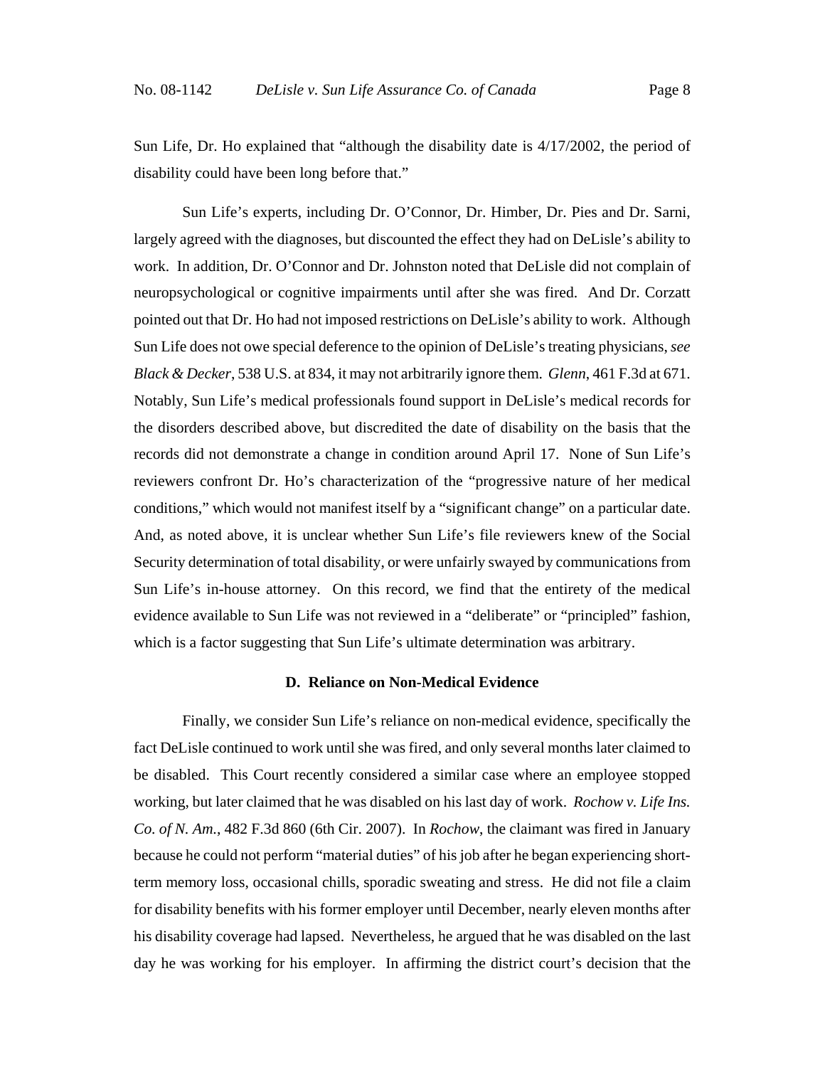Sun Life, Dr. Ho explained that "although the disability date is 4/17/2002, the period of disability could have been long before that."

Sun Life's experts, including Dr. O'Connor, Dr. Himber, Dr. Pies and Dr. Sarni, largely agreed with the diagnoses, but discounted the effect they had on DeLisle's ability to work. In addition, Dr. O'Connor and Dr. Johnston noted that DeLisle did not complain of neuropsychological or cognitive impairments until after she was fired. And Dr. Corzatt pointed out that Dr. Ho had not imposed restrictions on DeLisle's ability to work. Although Sun Life does not owe special deference to the opinion of DeLisle's treating physicians, *see Black & Decker*, 538 U.S. at 834, it may not arbitrarily ignore them. *Glenn*, 461 F.3d at 671. Notably, Sun Life's medical professionals found support in DeLisle's medical records for the disorders described above, but discredited the date of disability on the basis that the records did not demonstrate a change in condition around April 17. None of Sun Life's reviewers confront Dr. Ho's characterization of the "progressive nature of her medical conditions," which would not manifest itself by a "significant change" on a particular date. And, as noted above, it is unclear whether Sun Life's file reviewers knew of the Social Security determination of total disability, or were unfairly swayed by communications from Sun Life's in-house attorney. On this record, we find that the entirety of the medical evidence available to Sun Life was not reviewed in a "deliberate" or "principled" fashion, which is a factor suggesting that Sun Life's ultimate determination was arbitrary.

### D. Reliance on Non-Medical Evidence

Finally, we consider Sun Life's reliance on non-medical evidence, specifically the fact DeLisle continued to work until she was fired, and only several months later claimed to be disabled. This Court recently considered a similar case where an employee stopped working, but later claimed that he was disabled on his last day of work. *Rochow v. Life Ins. Co. of N. Am.*, 482 F.3d 860 (6th Cir. 2007). In *Rochow*, the claimant was fired in January because he could not perform "material duties" of his job after he began experiencing short-term memory loss, occasional chills, sporadic sweating and stress. He did not file a claim for disability benefits with his former employer until December, nearly eleven months after his disability coverage had lapsed. Nevertheless, he argued that he was disabled on the last day he was working for his employer. In affirming the district court's decision that the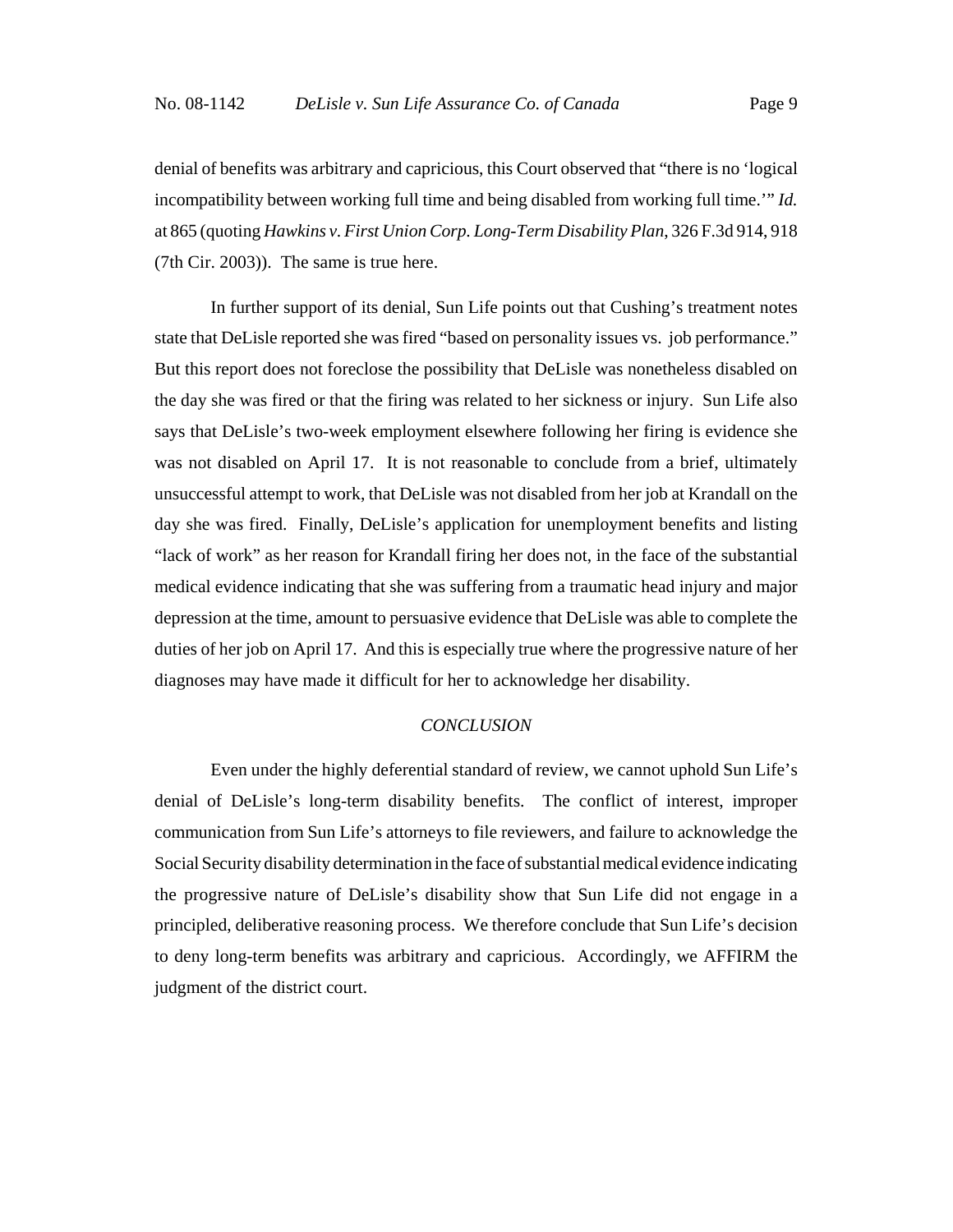denial of benefits was arbitrary and capricious, this Court observed that "there is no 'logical incompatibility between working full time and being disabled from working full time.'" *Id.* at 865 (quoting *Hawkins v. First Union Corp. Long-Term Disability Plan*, 326 F.3d 914, 918 (7th Cir. 2003)). The same is true here.

In further support of its denial, Sun Life points out that Cushing's treatment notes state that DeLisle reported she was fired "based on personality issues vs. job performance." But this report does not foreclose the possibility that DeLisle was nonetheless disabled on the day she was fired or that the firing was related to her sickness or injury. Sun Life also says that DeLisle's two-week employment elsewhere following her firing is evidence she was not disabled on April 17. It is not reasonable to conclude from a brief, ultimately unsuccessful attempt to work, that DeLisle was not disabled from her job at Krandall on the day she was fired. Finally, DeLisle's application for unemployment benefits and listing "lack of work" as her reason for Krandall firing her does not, in the face of the substantial medical evidence indicating that she was suffering from a traumatic head injury and major depression at the time, amount to persuasive evidence that DeLisle was able to complete the duties of her job on April 17. And this is especially true where the progressive nature of her diagnoses may have made it difficult for her to acknowledge her disability.

## *CONCLUSION*

Even under the highly deferential standard of review, we cannot uphold Sun Life's denial of DeLisle's long-term disability benefits. The conflict of interest, improper communication from Sun Life's attorneys to file reviewers, and failure to acknowledge the Social Security disability determination in the face of substantial medical evidence indicating the progressive nature of DeLisle's disability show that Sun Life did not engage in a principled, deliberative reasoning process. We therefore conclude that Sun Life's decision to deny long-term benefits was arbitrary and capricious. Accordingly, we AFFIRM the judgment of the district court.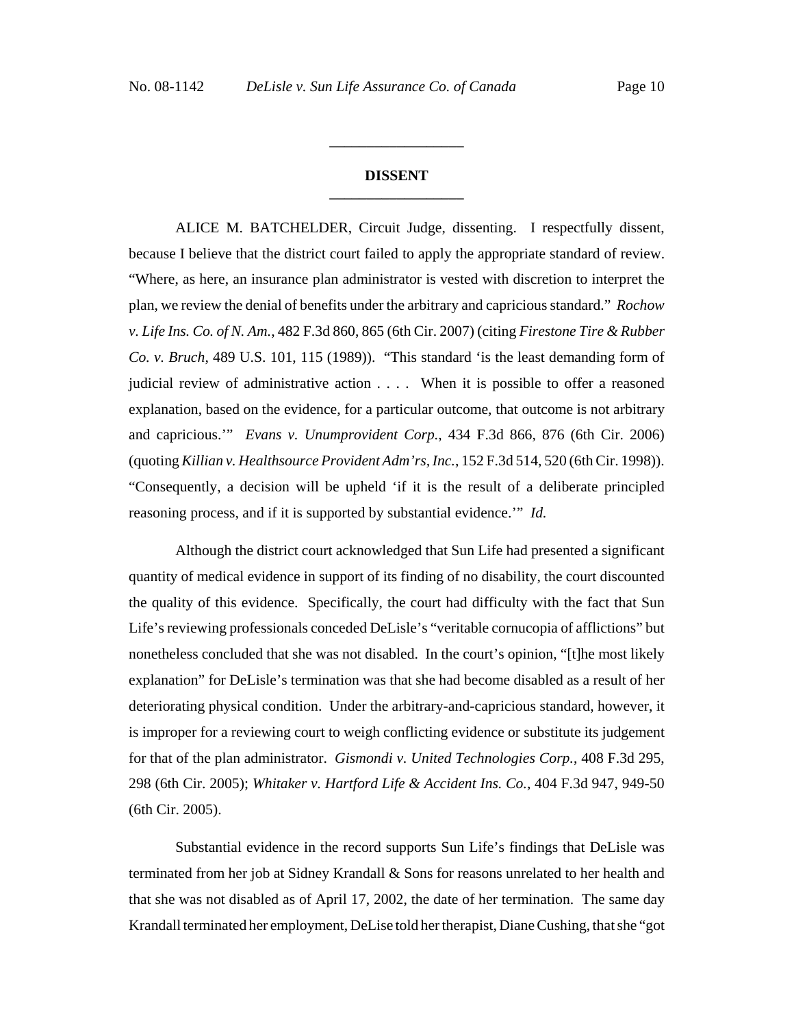## DISSENT

ALICE M. BATCHELDER, Circuit Judge, dissenting. I respectfully dissent, because I believe that the district court failed to apply the appropriate standard of review. "Where, as here, an insurance plan administrator is vested with discretion to interpret the plan, we review the denial of benefits under the arbitrary and capricious standard." *Rochow v. Life Ins. Co. of N. Am.*, 482 F.3d 860, 865 (6th Cir. 2007) (citing *Firestone Tire & Rubber Co. v. Bruch*, 489 U.S. 101, 115 (1989)). "This standard 'is the least demanding form of judicial review of administrative action . . . . When it is possible to offer a reasoned explanation, based on the evidence, for a particular outcome, that outcome is not arbitrary and capricious.'" *Evans v. Unumprovident Corp.*, 434 F.3d 866, 876 (6th Cir. 2006) (quoting *Killian v. Healthsource Provident Adm'rs, Inc.*, 152 F.3d 514, 520 (6th Cir. 1998)). "Consequently, a decision will be upheld 'if it is the result of a deliberate principled reasoning process, and if it is supported by substantial evidence.'" *Id.*

Although the district court acknowledged that Sun Life had presented a significant quantity of medical evidence in support of its finding of no disability, the court discounted the quality of this evidence. Specifically, the court had difficulty with the fact that Sun Life's reviewing professionals conceded DeLisle's "veritable cornucopia of afflictions" but nonetheless concluded that she was not disabled. In the court's opinion, "[t]he most likely explanation" for DeLisle's termination was that she had become disabled as a result of her deteriorating physical condition. Under the arbitrary-and-capricious standard, however, it is improper for a reviewing court to weigh conflicting evidence or substitute its judgement for that of the plan administrator. *Gismondi v. United Technologies Corp.*, 408 F.3d 295, 298 (6th Cir. 2005); *Whitaker v. Hartford Life & Accident Ins. Co.*, 404 F.3d 947, 949-50 (6th Cir. 2005).

Substantial evidence in the record supports Sun Life's findings that DeLisle was terminated from her job at Sidney Krandall & Sons for reasons unrelated to her health and that she was not disabled as of April 17, 2002, the date of her termination. The same day Krandall terminated her employment, DeLise told her therapist, Diane Cushing, that she "got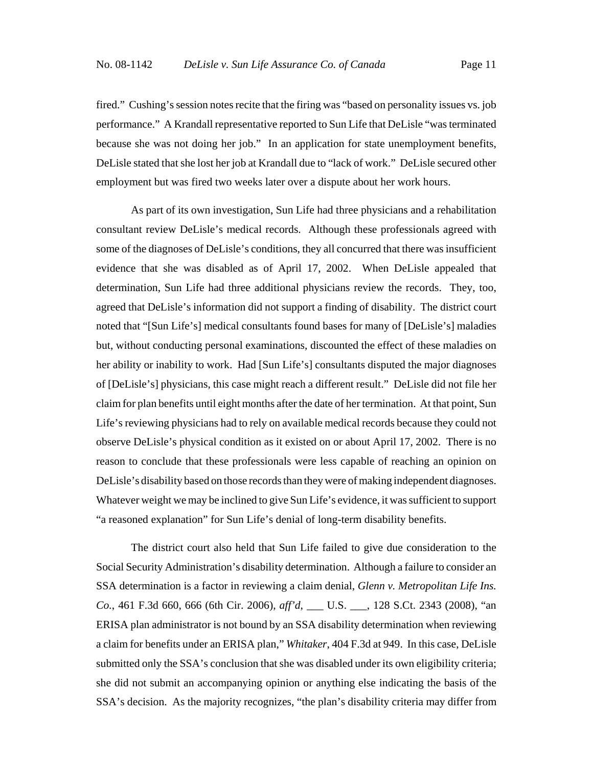fired." Cushing's session notes recite that the firing was "based on personality issues vs. job performance." A Krandall representative reported to Sun Life that DeLisle "was terminated because she was not doing her job." In an application for state unemployment benefits, DeLisle stated that she lost her job at Krandall due to "lack of work." DeLisle secured other employment but was fired two weeks later over a dispute about her work hours.

As part of its own investigation, Sun Life had three physicians and a rehabilitation consultant review DeLisle's medical records. Although these professionals agreed with some of the diagnoses of DeLisle's conditions, they all concurred that there was insufficient evidence that she was disabled as of April 17, 2002. When DeLisle appealed that determination, Sun Life had three additional physicians review the records. They, too, agreed that DeLisle's information did not support a finding of disability. The district court noted that "[Sun Life's] medical consultants found bases for many of [DeLisle's] maladies but, without conducting personal examinations, discounted the effect of these maladies on her ability or inability to work. Had [Sun Life's] consultants disputed the major diagnoses of [DeLisle's] physicians, this case might reach a different result." DeLisle did not file her claim for plan benefits until eight months after the date of her termination. At that point, Sun Life's reviewing physicians had to rely on available medical records because they could not observe DeLisle's physical condition as it existed on or about April 17, 2002. There is no reason to conclude that these professionals were less capable of reaching an opinion on DeLisle's disability based on those records than they were of making independent diagnoses. Whatever weight we may be inclined to give Sun Life's evidence, it was sufficient to support "a reasoned explanation" for Sun Life's denial of long-term disability benefits.

The district court also held that Sun Life failed to give due consideration to the Social Security Administration's disability determination. Although a failure to consider an SSA determination is a factor in reviewing a claim denial, *Glenn v. Metropolitan Life Ins. Co.*, 461 F.3d 660, 666 (6th Cir. 2006), *aff'd*, ___ U.S. ___, 128 S.Ct. 2343 (2008), "an ERISA plan administrator is not bound by an SSA disability determination when reviewing a claim for benefits under an ERISA plan," *Whitaker*, 404 F.3d at 949. In this case, DeLisle submitted only the SSA's conclusion that she was disabled under its own eligibility criteria; she did not submit an accompanying opinion or anything else indicating the basis of the SSA's decision. As the majority recognizes, "the plan's disability criteria may differ from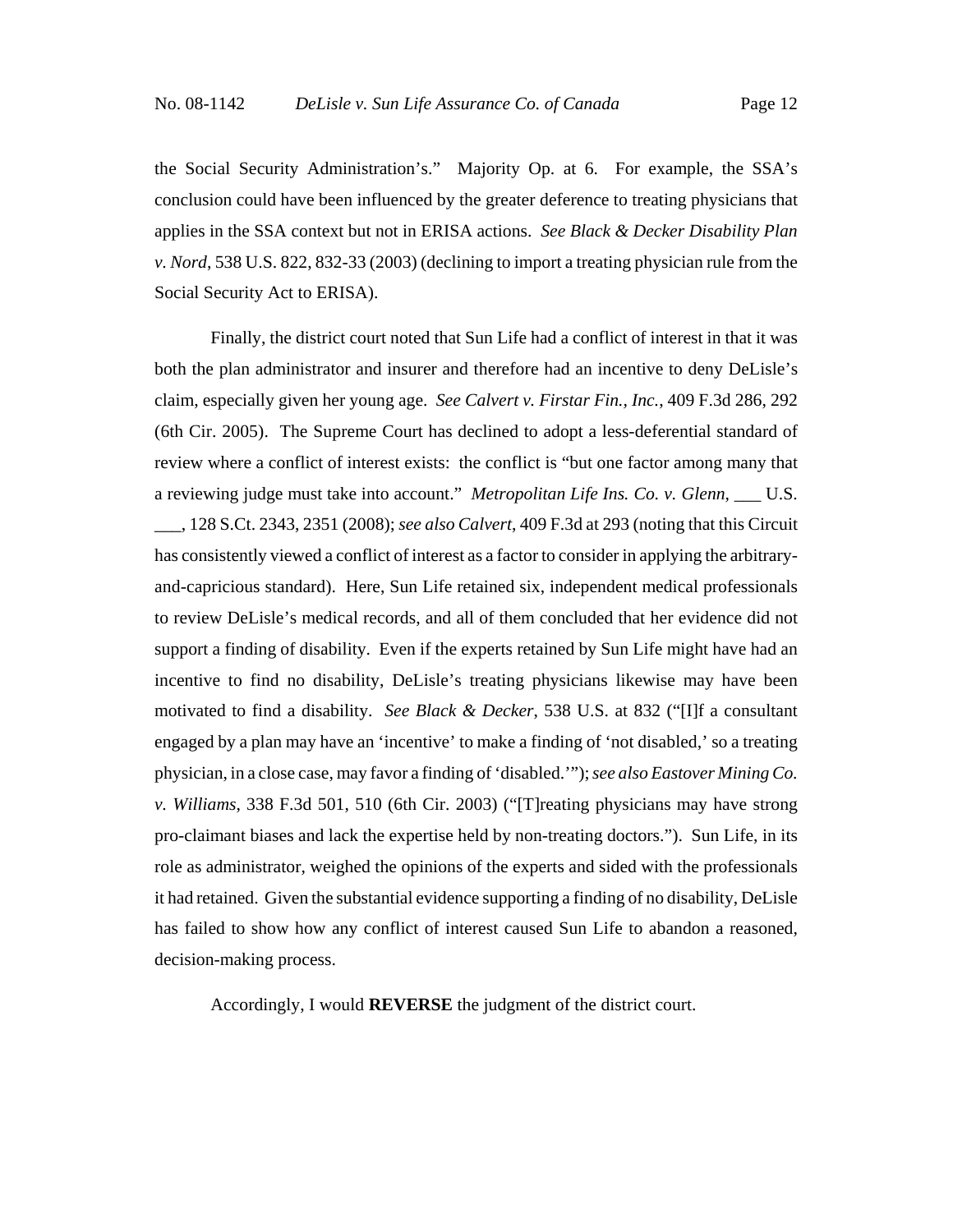the Social Security Administration's." Majority Op. at 6. For example, the SSA's conclusion could have been influenced by the greater deference to treating physicians that applies in the SSA context but not in ERISA actions. *See Black & Decker Disability Plan v. Nord*, 538 U.S. 822, 832-33 (2003) (declining to import a treating physician rule from the Social Security Act to ERISA).

Finally, the district court noted that Sun Life had a conflict of interest in that it was both the plan administrator and insurer and therefore had an incentive to deny DeLisle's claim, especially given her young age. *See Calvert v. Firstar Fin., Inc.*, 409 F.3d 286, 292 (6th Cir. 2005). The Supreme Court has declined to adopt a less-deferential standard of review where a conflict of interest exists: the conflict is "but one factor among many that a reviewing judge must take into account." *Metropolitan Life Ins. Co. v. Glenn*, ___ U.S. ___, 128 S.Ct. 2343, 2351 (2008); *see also Calvert*, 409 F.3d at 293 (noting that this Circuit has consistently viewed a conflict of interest as a factor to consider in applying the arbitrary-and-capricious standard). Here, Sun Life retained six, independent medical professionals to review DeLisle's medical records, and all of them concluded that her evidence did not support a finding of disability. Even if the experts retained by Sun Life might have had an incentive to find no disability, DeLisle's treating physicians likewise may have been motivated to find a disability. *See Black & Decker*, 538 U.S. at 832 ("[I]f a consultant engaged by a plan may have an 'incentive' to make a finding of 'not disabled,' so a treating physician, in a close case, may favor a finding of 'disabled.'"); *see also Eastover Mining Co. v. Williams*, 338 F.3d 501, 510 (6th Cir. 2003) ("[T]reating physicians may have strong pro-claimant biases and lack the expertise held by non-treating doctors."). Sun Life, in its role as administrator, weighed the opinions of the experts and sided with the professionals it had retained. Given the substantial evidence supporting a finding of no disability, DeLisle has failed to show how any conflict of interest caused Sun Life to abandon a reasoned, decision-making process.

Accordingly, I would **REVERSE** the judgment of the district court.